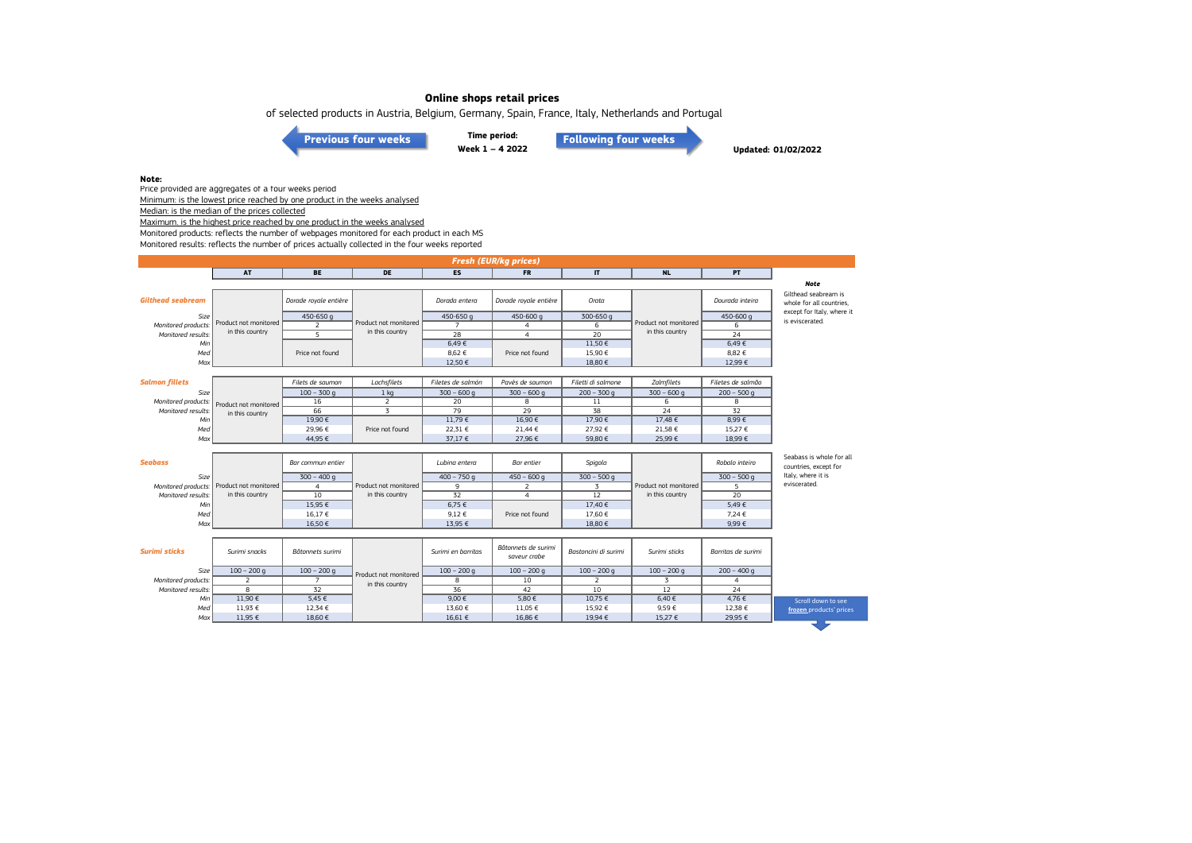# Online shops retail prices

of selected products in Austria, Belgium, Germany, Spain, France, Italy, Netherlands and Portugal

Previous four weeks | **Time period:** **Week 1 – 4 2022** | Following four weeks

**Updated: 01/02/2022**

**Note:**

Price provided are aggregates of a four weeks period

Minimum: is the lowest price reached by one product in the weeks analysed

Median: is the median of the prices collected

Maximum: is the highest price reached by one product in the weeks analysed

Monitored products: reflects the number of webpages monitored for each product in each MS

Monitored results: reflects the number of prices actually collected in the four weeks reported

## Fresh (EUR/kg prices)

| | AT | BE | DE | ES | FR | IT | NL | PT |
|---|---|---|---|---|---|---|---|---|
| ***Gilthead seabream*** | Product not monitored in this country | *Dorade royale entière* | Product not monitored in this country | *Dorada entera* | *Dorade royale entière* | *Orata* | Product not monitored in this country | *Dourada inteira* |
| *Size* | | 450-650 g | | 450-650 g | 450-600 g | 300-650 g | | 450-600 g |
| *Monitored products:* | | 2 | | 7 | 4 | 6 | | 6 |
| *Monitored results:* | | 5 | | 28 | 4 | 20 | | 24 |
| *Min* | | Price not found | | 6,49 € | Price not found | 11,50 € | | 6,49 € |
| *Med* | | | | 8,62 € | | 15,90 € | | 8,82 € |
| *Max* | | | | 12,50 € | | 18,80 € | | 12,99 € |
| ***Salmon fillets*** | Product not monitored in this country | *Filets de saumon* | *Lachsfilets* | *Filetes de salmón* | *Pavès de saumon* | *Filetti di salmone* | *Zalmfilets* | *Filetes de salmão* |
| *Size* | | 100 – 300 g | 1 kg | 300 – 600 g | 300 – 600 g | 200 – 300 g | 300 – 600 g | 200 – 500 g |
| *Monitored products:* | | 16 | 2 | 20 | 8 | 11 | 6 | 8 |
| *Monitored results:* | | 66 | 3 | 79 | 29 | 38 | 24 | 32 |
| *Min* | | 19,90 € | Price not found | 11,79 € | 16,90 € | 17,90 € | 17,48 € | 8,99 € |
| *Med* | | 29,96 € | | 22,31 € | 21,44 € | 27,92 € | 21,58 € | 15,27 € |
| *Max* | | 44,95 € | | 37,17 € | 27,96 € | 59,80 € | 25,99 € | 18,99 € |
| ***Seabass*** | Product not monitored in this country | *Bar commun entier* | Product not monitored in this country | *Lubina entera* | *Bar entier* | *Spigola* | Product not monitored in this country | *Robalo inteiro* |
| *Size* | | 300 – 400 g | | 400 – 750 g | 450 – 600 g | 300 – 500 g | | 300 – 500 g |
| *Monitored products:* | | 4 | | 9 | 2 | 3 | | 5 |
| *Monitored results:* | | 10 | | 32 | 4 | 12 | | 20 |
| *Min* | | 15,95 € | | 6,75 € | Price not found | 17,40 € | | 5,49 € |
| *Med* | | 16,17 € | | 9,12 € | | 17,60 € | | 7,24 € |
| *Max* | | 16,50 € | | 13,95 € | | 18,80 € | | 9,99 € |
| ***Surimi sticks*** | *Surimi snacks* | *Bâtonnets surimi* | Product not monitored in this country | *Surimi en barritas* | *Bâtonnets de surimi saveur crabe* | *Bastoncini di surimi* | *Surimi sticks* | *Barritas de surimi* |
| *Size* | 100 – 200 g | 100 – 200 g | | 100 – 200 g | 100 – 200 g | 100 – 200 g | 100 – 200 g | 200 – 400 g |
| *Monitored products:* | 2 | 7 | | 8 | 10 | 2 | 3 | 4 |
| *Monitored results:* | 8 | 32 | | 36 | 42 | 10 | 12 | 24 |
| *Min* | 11,90 € | 5,45 € | | 9,00 € | 5,80 € | 10,75 € | 6,40 € | 4,76 € |
| *Med* | 11,93 € | 12,34 € | | 13,60 € | 11,05 € | 15,92 € | 9,59 € | 12,38 € |
| *Max* | 11,95 € | 18,60 € | | 16,61 € | 16,86 € | 19,94 € | 15,27 € | 29,95 € |

***Note***

Gilthead seabream is whole for all countries, except for Italy, where it is eviscerated.

Seabass is whole for all countries, except for Italy, where it is eviscerated.

Scroll down to see frozen products' prices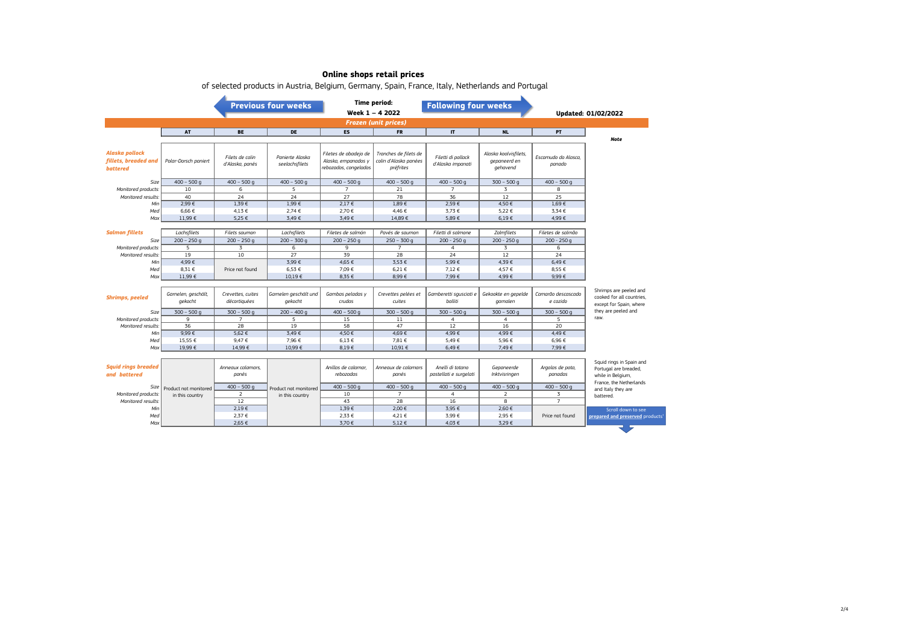# Online shops retail prices

of selected products in Austria, Belgium, Germany, Spain, France, Italy, Netherlands and Portugal

**Previous four weeks** | **Time period: Week 1 – 4 2022** | **Following four weeks**

**Updated: 01/02/2022**

***Frozen (unit prices)***

| | AT | BE | DE | ES | FR | IT | NL | PT | Note |
|---|---|---|---|---|---|---|---|---|---|
| ***Alaska pollock fillets, breaded and battered*** | *Polar-Dorsch paniert* | *Filets de colin d'Alaska, panés* | *Panierte Alaska seelachsfilets* | *Filetes de abadejo de Alaska, empanados y rebozados, congelados* | *Tranches de filets de colin d'Alaska panées préfrites* | *Filetti di pollack d'Alaska impanati* | *Alaska koolvisfilets, gepaneerd en gehavend* | *Escamudo do Alasca, panado* | |
| *Size* | 400 – 500 g | 400 – 500 g | 400 – 500 g | 400 – 500 g | 400 – 500 g | 400 – 500 g | 300 – 500 g | 400 – 500 g | |
| *Monitored products:* | 10 | 6 | 5 | 7 | 21 | 7 | 3 | 8 | |
| *Monitored results:* | 40 | 24 | 24 | 27 | 78 | 36 | 12 | 25 | |
| *Min* | 2,99 € | 1,39 € | 1,99 € | 2,17 € | 1,89 € | 2,59 € | 4,50 € | 1,69 € | |
| *Med* | 6,66 € | 4,13 € | 2,74 € | 2,70 € | 4,46 € | 3,73 € | 5,22 € | 3,34 € | |
| *Max* | 11,99 € | 5,25 € | 3,49 € | 3,49 € | 14,89 € | 5,89 € | 6,19 € | 4,99 € | |
| ***Salmon fillets*** | *Lachsfilets* | *Filets saumon* | *Lachsfilets* | *Filetes de salmón* | *Pavés de saumon* | *Filetti di salmone* | *Zalmfilets* | *Filetes de salmão* | |
| *Size* | 200 – 250 g | 200 – 250 g | 200 – 300 g | 200 – 250 g | 250 – 300 g | 200 - 250 g | 200 - 250 g | 200 - 250 g | |
| *Monitored products:* | 5 | 3 | 6 | 9 | 7 | 4 | 3 | 6 | |
| *Monitored results:* | 19 | 10 | 27 | 39 | 28 | 24 | 12 | 24 | |
| *Min* | 4,99 € | Price not found | 3,99 € | 4,65 € | 3,53 € | 5,99 € | 4,39 € | 6,49 € | |
| *Med* | 8,31 € | | 6,53 € | 7,09 € | 6,21 € | 7,12 € | 4,57 € | 8,55 € | |
| *Max* | 11,99 € | | 10,19 € | 8,35 € | 8,99 € | 7,99 € | 4,99 € | 9,99 € | |
| ***Shrimps, peeled*** | *Garnelen, geschält, gekocht* | *Crevettes, cuites décortiquées* | *Garnelen geschält und gekocht* | *Gambas peladas y crudas* | *Crevettes pelées et cuites* | *Gamberetti sgusciati e bolliti* | *Gekookte en gepelde garnalen* | *Camarão descascado e cozido* | Shrimps are peeled and cooked for all countries, except for Spain, where they are peeled and raw. |
| *Size* | 300 – 500 g | 300 – 500 g | 200 – 400 g | 400 – 500 g | 300 – 500 g | 300 – 500 g | 300 – 500 g | 300 – 500 g | |
| *Monitored products:* | 9 | 7 | 5 | 15 | 11 | 4 | 4 | 5 | |
| *Monitored results:* | 36 | 28 | 19 | 58 | 47 | 12 | 16 | 20 | |
| *Min* | 9,99 € | 5,62 € | 3,49 € | 4,50 € | 4,69 € | 4,99 € | 4,99 € | 4,49 € | |
| *Med* | 15,55 € | 9,47 € | 7,96 € | 6,13 € | 7,81 € | 5,49 € | 5,96 € | 6,96 € | |
| *Max* | 19,99 € | 14,99 € | 10,99 € | 8,19 € | 10,91 € | 6,49 € | 7,49 € | 7,99 € | |
| ***Squid rings breaded and battered*** | Product not monitored in this country | *Anneaux calamars, panés* | Product not monitored in this country | *Anillas de calamar, rebozadas* | *Anneaux de calamars panés* | *Anelli di totano pastellati e surgelati* | *Gepaneerde Inktvisringen* | *Argolas de pota, panadas* | Squid rings in Spain and Portugal are breaded, while in Belgium, France, the Netherlands and Italy they are battered. |
| *Size* | | 400 – 500 g | | 400 – 500 g | 400 – 500 g | 400 – 500 g | 400 – 500 g | 400 – 500 g | |
| *Monitored products:* | | 2 | | 10 | 7 | 4 | 2 | 3 | |
| *Monitored results:* | | 12 | | 43 | 28 | 16 | 8 | 7 | |
| *Min* | | 2,19 € | | 1,39 € | 2,00 € | 3,95 € | 2,60 € | Price not found | |
| *Med* | | 2,37 € | | 2,33 € | 4,21 € | 3,99 € | 2,95 € | | |
| *Max* | | 2,65 € | | 3,70 € | 5,12 € | 4,03 € | 3,29 € | | |

Scroll down to see **prepared and preserved** products'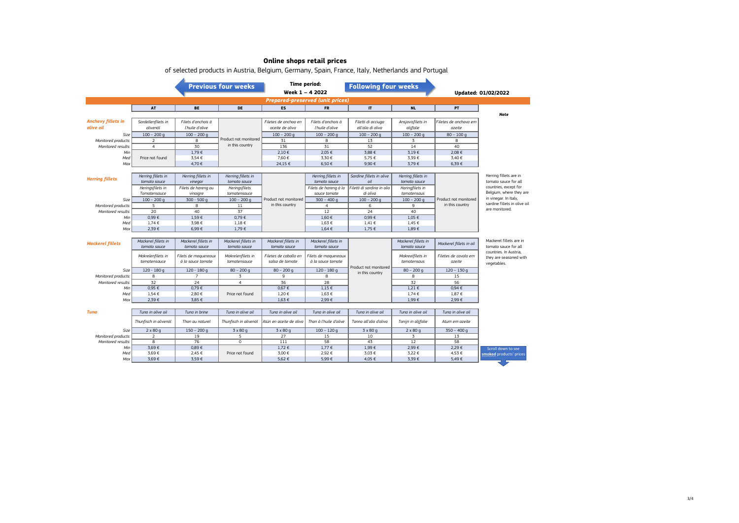# Online shops retail prices

of selected products in Austria, Belgium, Germany, Spain, France, Italy, Netherlands and Portugal

Previous four weeks | **Time period: Week 1 – 4 2022** | Following four weeks

**Updated: 01/02/2022**

***Prepared-preserved (unit prices)***

| | AT | BE | DE | ES | FR | IT | NL | PT | *Note* |
|---|---|---|---|---|---|---|---|---|---|
| ***Anchovy fillets in olive oil*** | *Sardellenfilets in olivenöl* | *Filets d'anchois à l'huile d'olive* | Product not monitored in this country | *Filetes de anchoa en aceite de oliva* | *Filets d'anchois à l'huile d'olive* | *Filetti di acciuga all'olio di oliva* | *Ansjovisfilets in olijfolie* | *Filetes de anchova em azeite* | |
| *Size* | 100 – 200 g | 100 – 200 g | | 100 – 200 g | 100 – 200 g | 100 – 200 g | 100 – 200 g | 80 – 100 g | |
| *Monitored products:* | 2 | 8 | | 31 | 8 | 13 | 3 | 8 | |
| *Monitored results:* | 4 | 30 | | 136 | 31 | 52 | 14 | 40 | |
| *Min* | Price not found | 1,79 € | | 2,10 € | 2,05 € | 3,88 € | 3,19 € | 2,08 € | |
| *Med* | | 3,54 € | | 7,60 € | 3,30 € | 5,75 € | 3,39 € | 3,40 € | |
| *Max* | | 4,70 € | | 24,15 € | 6,50 € | 9,90 € | 3,79 € | 6,39 € | |
| ***Herring fillets*** | *Herring fillets in tomato sauce* | *Herring fillets in vinegar* | *Herring fillets in tomato sauce* | Product not monitored in this country | *Herring fillets in tomato sauce* | *Sardine fillets in olive oil* | *Herring fillets in tomato sauce* | Product not monitored in this country | Herring fillets are in tomato sauce for all countries, except for Belgium, where they are in vinegar. In Italy, sardine fillets in olive oil are monitored. |
| | *Heringsfilets in Tomatensauce* | *Filets de hareng au vinaigre* | *Heringsfilets tomatensauce* | | *Filets de hareng à la sauce tomate* | *Filetti di sardina in olio di oliva* | *Haringfilets in tomatensaus* | | |
| *Size* | 100 – 200 g | 300 – 500 g | 100 – 200 g | | 300 – 400 g | 100 – 200 g | 100 – 200 g | | |
| *Monitored products:* | 5 | 8 | 11 | | 4 | 6 | 9 | | |
| *Monitored results:* | 20 | 40 | 37 | | 12 | 24 | 40 | | |
| *Min* | 0,99 € | 1,59 € | 0,79 € | | 1,60 € | 0,99 € | 1,05 € | | |
| *Med* | 1,74 € | 3,98 € | 1,18 € | | 1,63 € | 1,41 € | 1,45 € | | |
| *Max* | 2,39 € | 6,99 € | 1,79 € | | 1,64 € | 1,75 € | 1,89 € | | |
| ***Mackerel fillets*** | *Mackerel fillets in tomato sauce* | *Mackerel fillets in tomato sauce* | *Mackerel fillets in tomato sauce* | *Mackerel fillets in tomato sauce* | *Mackerel fillets in tomato sauce* | Product not monitored in this country | *Mackerel fillets in tomato sauce* | *Mackerel fillets in oil* | Mackerel fillets are in tomato sauce for all countries. In Austria, they are seasoned with vegetables. |
| | *Makrelenfilets in tomatensauce* | *Filets de maquereaux à la sauce tomate* | *Makrelenfilets in tomatensauce* | *Filetes de caballa en salsa de tomate* | *Filets de maquereaux à la sauce tomate* | | *Makreelfilets in tomatensaus* | *Filetes de cavala em azeite* | |
| *Size* | 120 – 180 g | 120 – 180 g | 80 – 200 g | 80 – 200 g | 120 – 180 g | | 80 – 200 g | 120 – 130 g | |
| *Monitored products:* | 8 | 7 | 3 | 9 | 8 | | 8 | 15 | |
| *Monitored results:* | 32 | 24 | 4 | 36 | 28 | | 32 | 56 | |
| *Min* | 0,95 € | 0,79 € | Price not found | 0,67 € | 1,15 € | | 1,21 € | 0,94 € | |
| *Med* | 1,54 € | 2,80 € | | 1,20 € | 1,63 € | | 1,74 € | 1,87 € | |
| *Max* | 2,39 € | 3,85 € | | 1,63 € | 2,99 € | | 1,99 € | 2,99 € | |
| ***Tuna*** | *Tuna in olive oil* | *Tuna in brine* | *Tuna in olive oil* | *Tuna in olive oil* | *Tuna in olive oil* | *Tuna in olive oil* | *Tuna in olive oil* | *Tuna in olive oil* | |
| | *Thunfisch in olivenöl* | *Thon au naturel* | *Thunfisch in olivenöl* | *Atún en aceite de oliva* | *Thon à l'huile d'olive* | *Tonno all'olio d'oliva* | *Tonijn in olijfolie* | *Atum em azeite* | |
| *Size* | 2 x 80 g | 150 – 200 g | 3 x 80 g | 3 x 80 g | 100 – 120 g | 3 x 80 g | 2 x 80 g | 350 – 400 g | |
| *Monitored products:* | 2 | 19 | 5 | 27 | 15 | 10 | 3 | 13 | |
| *Monitored results:* | 8 | 76 | 0 | 111 | 58 | 43 | 12 | 58 | |
| *Min* | 3,69 € | 0,89 € | Price not found | 1,72 € | 1,77 € | 1,99 € | 2,99 € | 2,29 € | |
| *Med* | 3,69 € | 2,45 € | | 3,00 € | 2,92 € | 3,03 € | 3,22 € | 4,53 € | |
| *Max* | 3,69 € | 3,59 € | | 5,62 € | 5,99 € | 4,05 € | 3,39 € | 5,49 € | |

Scroll down to see **smoked** products' prices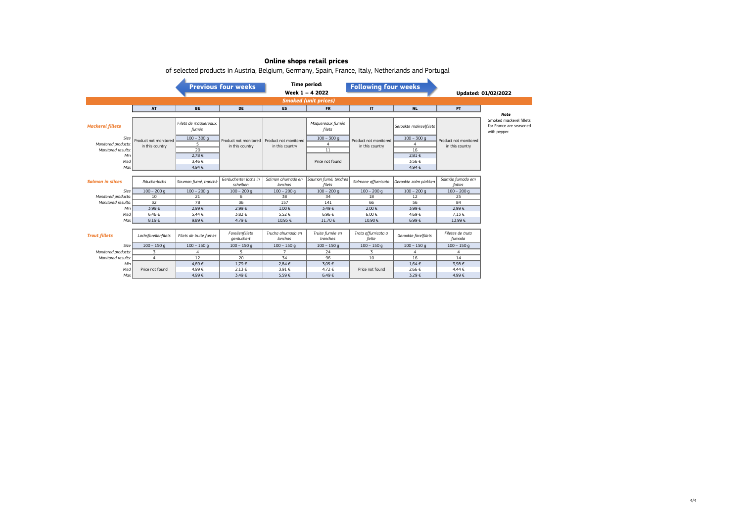# Online shops retail prices

of selected products in Austria, Belgium, Germany, Spain, France, Italy, Netherlands and Portugal

**Previous four weeks** | **Time period: Week 1 – 4 2022** | **Following four weeks**

**Updated: 01/02/2022**

***Smoked (unit prices)***

| | AT | BE | DE | ES | FR | IT | NL | PT |
|---|---|---|---|---|---|---|---|---|
| ***Mackerel fillets*** | Product not monitored in this country | *Filets de maquereaux, fumés* | Product not monitored in this country | Product not monitored in this country | *Maquereaux fumés filets* | Product not monitored in this country | *Gerookte makreelfilets* | Product not monitored in this country |
| *Size* | | 100 – 300 g | | | 100 – 300 g | | 100 – 300 g | |
| *Monitored products:* | | 5 | | | 4 | | 4 | |
| *Monitored results:* | | 20 | | | 11 | | 16 | |
| *Min* | | 2,78 € | | | Price not found | | 2,81 € | |
| *Med* | | 3,46 € | | | | | 3,56 € | |
| *Max* | | 4,94 € | | | | | 4,94 € | |
| ***Salmon in slices*** | *Räucherlachs* | *Saumon fumé, tranchè* | *Geräucherter lachs in scheiben* | *Salmon ahumado en lonchas* | *Saumon fumé, tendres filets* | *Salmone affumicato* | *Gerookte zalm plakken* | *Salmão fumado em fatias* |
| *Size* | 100 – 200 g | 100 – 200 g | 100 – 200 g | 100 – 200 g | 100 – 200 g | 100 – 200 g | 100 – 200 g | 100 – 200 g |
| *Monitored products:* | 10 | 21 | 6 | 38 | 34 | 18 | 12 | 25 |
| *Monitored results:* | 32 | 78 | 36 | 157 | 141 | 66 | 56 | 84 |
| *Min* | 3,99 € | 2,99 € | 2,99 € | 1,00 € | 3,49 € | 2,00 € | 3,99 € | 2,99 € |
| *Med* | 6,46 € | 5,44 € | 3,82 € | 5,52 € | 6,96 € | 6,00 € | 4,69 € | 7,13 € |
| *Max* | 8,19 € | 9,89 € | 4,79 € | 10,95 € | 11,70 € | 10,90 € | 6,99 € | 13,99 € |
| ***Trout fillets*** | *Lachsforellenfilets* | *Filets de truite fumés* | *Forellenfilets geräuchert* | *Trucha ahumada en lonchas* | *Truite fumée en tranches* | *Trota affumicata a fette* | *Gerookte forelfilets* | *Filetes de truta fumada* |
| *Size* | 100 – 150 g | 100 – 150 g | 100 – 150 g | 100 – 150 g | 100 – 150 g | 100 – 150 g | 100 – 150 g | 100 – 150 g |
| *Monitored products:* | 3 | 4 | 5 | 7 | 24 | 3 | 4 | 4 |
| *Monitored results:* | 4 | 12 | 20 | 34 | 96 | 10 | 16 | 14 |
| *Min* | Price not found | 4,69 € | 1,79 € | 2,84 € | 3,05 € | Price not found | 1,64 € | 3,98 € |
| *Med* | | 4,99 € | 2,13 € | 3,91 € | 4,72 € | | 2,66 € | 4,44 € |
| *Max* | | 4,99 € | 3,49 € | 5,59 € | 6,49 € | | 3,29 € | 4,99 € |

***Note***

Smoked mackerel fillets for France are seasoned with pepper.